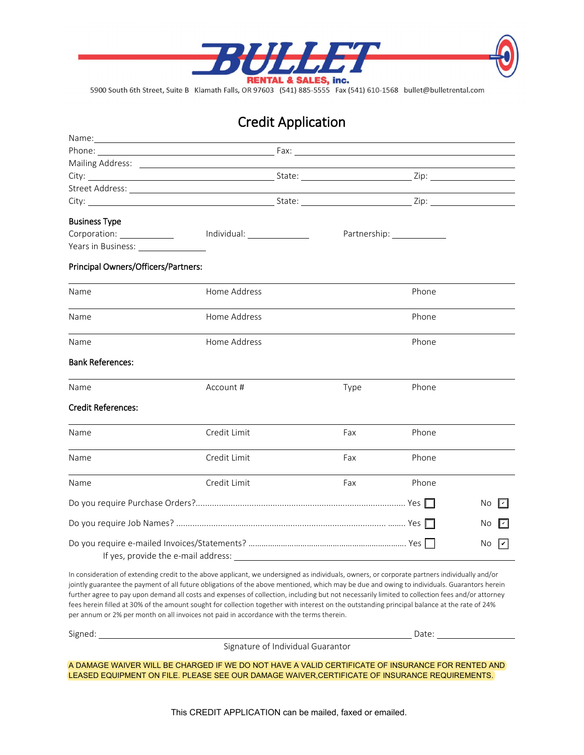# BULLET RENTAL & SALES, inc.

5900 South 6th Street, Suite B Klamath Falls, OR 97603 (541) 885-5555 Fax (541) 610-1568 bullet@bulletrental.com

## Credit Application

Name: ______________________________

Phone: ______________________ Fax: ______________________

Mailing Address: ______________________________

City: ______________________ State: ______________ Zip: ____________

Street Address: ______________________________

City: ______________________ State: ______________ Zip: ____________

**Business Type**

Corporation: __________ Individual: __________ Partnership: __________

Years in Business: __________

**Principal Owners/Officers/Partners:**

| Name | Home Address | Phone |
|---|---|---|
| Name | Home Address | Phone |
| Name | Home Address | Phone |
| Name | Home Address | Phone |

**Bank References:**

| Name | Account # | Type | Phone |
|---|---|---|---|
| Name | Account # | Type | Phone |

**Credit References:**

| Name | Credit Limit | Fax | Phone |
|---|---|---|---|
| Name | Credit Limit | Fax | Phone |
| Name | Credit Limit | Fax | Phone |
| Name | Credit Limit | Fax | Phone |

Do you require Purchase Orders?........................................................ Yes ☐ No ☑

Do you require Job Names? ........................................................ Yes ☐ No ☑

Do you require e-mailed Invoices/Statements? ........................................................ Yes ☐ No ☑

If yes, provide the e-mail address: ______________________________

In consideration of extending credit to the above applicant, we undersigned as individuals, owners, or corporate partners individually and/or jointly guarantee the payment of all future obligations of the above mentioned, which may be due and owing to individuals. Guarantors herein further agree to pay upon demand all costs and expenses of collection, including but not necessarily limited to collection fees and/or attorney fees herein filled at 30% of the amount sought for collection together with interest on the outstanding principal balance at the rate of 24% per annum or 2% per month on all invoices not paid in accordance with the terms therein.

Signed: ______________________________ Date: ______________

Signature of Individual Guarantor

A DAMAGE WAIVER WILL BE CHARGED IF WE DO NOT HAVE A VALID CERTIFICATE OF INSURANCE FOR RENTED AND LEASED EQUIPMENT ON FILE. PLEASE SEE OUR DAMAGE WAIVER,CERTIFICATE OF INSURANCE REQUIREMENTS.

This CREDIT APPLICATION can be mailed, faxed or emailed.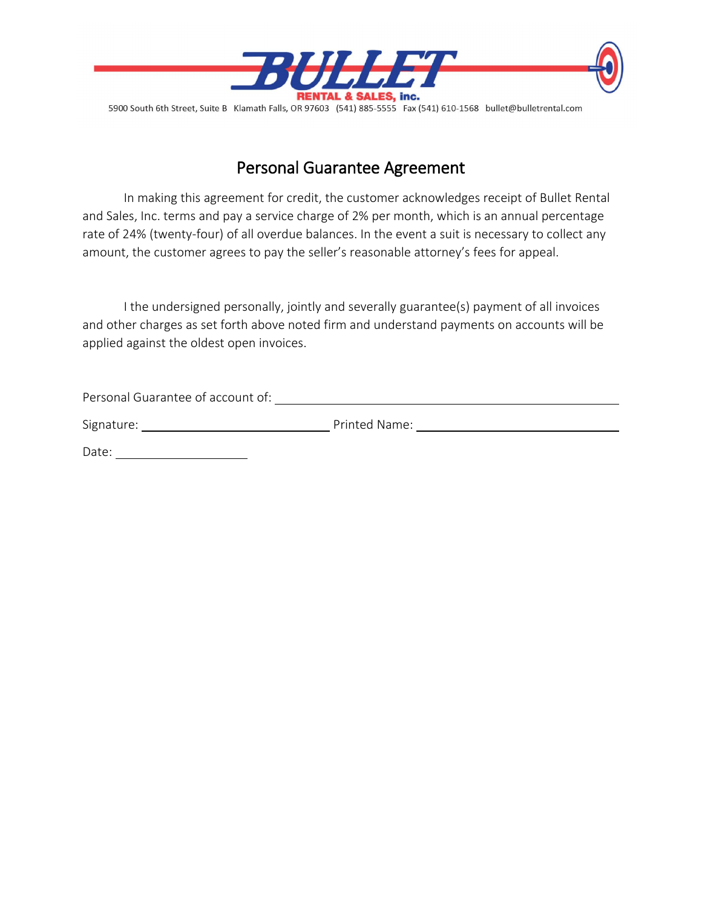**BULLET RENTAL & SALES, inc.**

5900 South 6th Street, Suite B Klamath Falls, OR 97603 (541) 885-5555 Fax (541) 610-1568 bullet@bulletrental.com

# Personal Guarantee Agreement

In making this agreement for credit, the customer acknowledges receipt of Bullet Rental and Sales, Inc. terms and pay a service charge of 2% per month, which is an annual percentage rate of 24% (twenty-four) of all overdue balances. In the event a suit is necessary to collect any amount, the customer agrees to pay the seller's reasonable attorney's fees for appeal.

I the undersigned personally, jointly and severally guarantee(s) payment of all invoices and other charges as set forth above noted firm and understand payments on accounts will be applied against the oldest open invoices.

Personal Guarantee of account of: ______________________________________________

Signature: ____________________________ Printed Name: ______________________________

Date: ____________________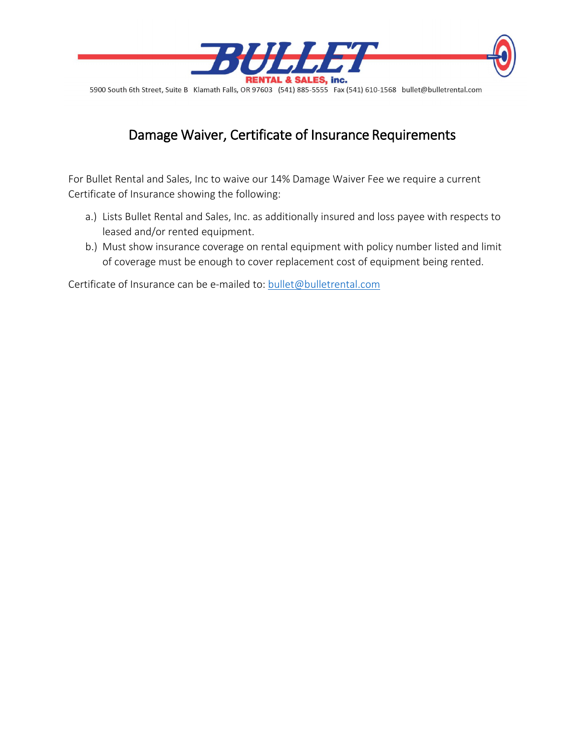BULLET RENTAL & SALES, inc.

5900 South 6th Street, Suite B Klamath Falls, OR 97603 (541) 885-5555 Fax (541) 610-1568 bullet@bulletrental.com

# Damage Waiver, Certificate of Insurance Requirements

For Bullet Rental and Sales, Inc to waive our 14% Damage Waiver Fee we require a current Certificate of Insurance showing the following:

a.) Lists Bullet Rental and Sales, Inc. as additionally insured and loss payee with respects to leased and/or rented equipment.

b.) Must show insurance coverage on rental equipment with policy number listed and limit of coverage must be enough to cover replacement cost of equipment being rented.

Certificate of Insurance can be e-mailed to: bullet@bulletrental.com